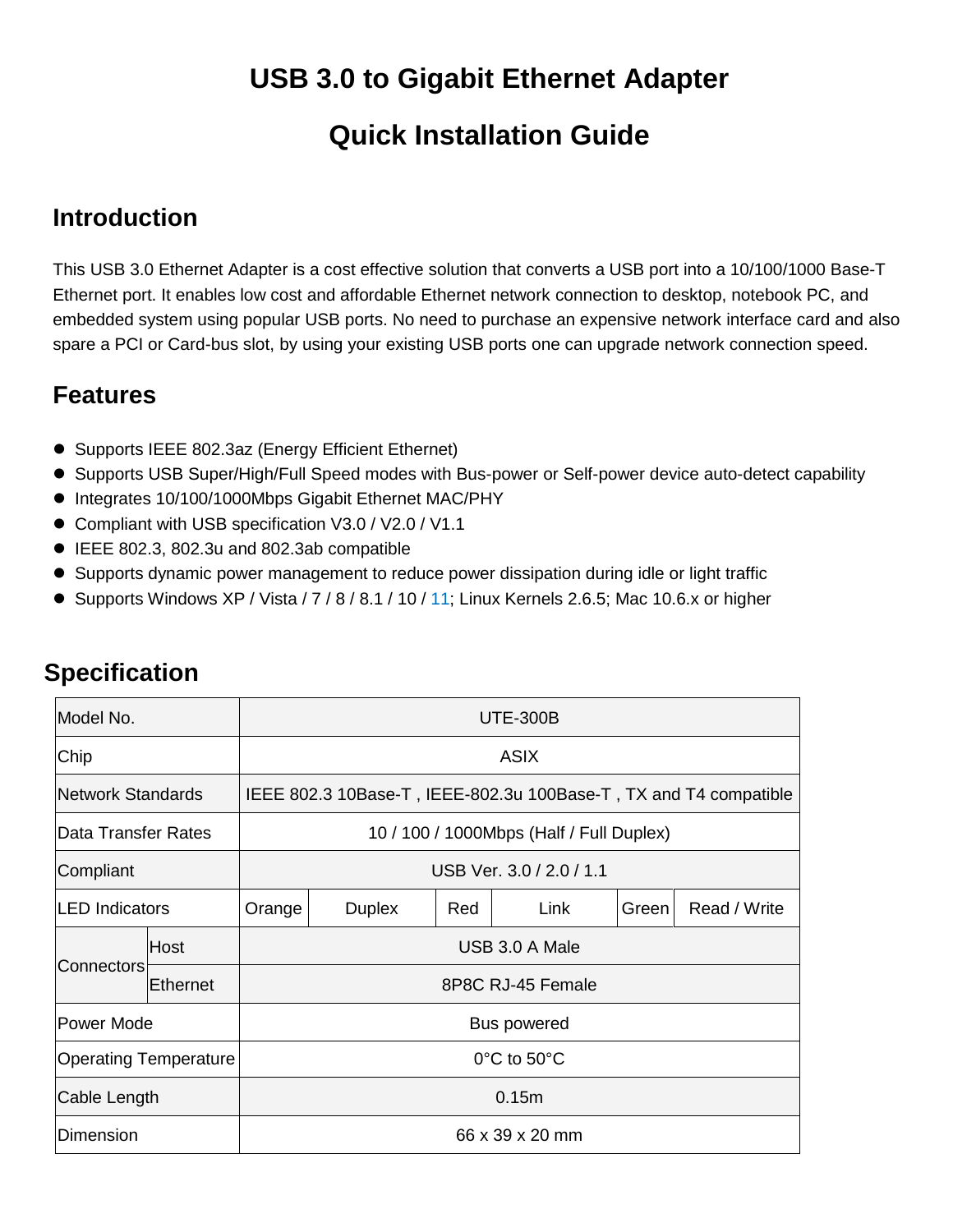# USB 3.0 to Gigabit Ethernet Adapter

# Quick Installation Guide

## Introduction

This USB 3.0 Ethernet Adapter is a cost effective solution that converts a USB port into a 10/100/1000 Base-T Ethernet port. It enables low cost and affordable Ethernet network connection to desktop, notebook PC, and embedded system using popular USB ports. No need to purchase an expensive network interface card and also spare a PCI or Card-bus slot, by using your existing USB ports one can upgrade network connection speed.

## Features

- Supports IEEE 802.3az (Energy Efficient Ethernet)
- Supports USB Super/High/Full Speed modes with Bus-power or Self-power device auto-detect capability
- Integrates 10/100/1000Mbps Gigabit Ethernet MAC/PHY
- Compliant with USB specification V3.0 / V2.0 / V1.1
- IEEE 802.3, 802.3u and 802.3ab compatible
- Supports dynamic power management to reduce power dissipation during idle or light traffic
- Supports Windows XP / Vista / 7 / 8 / 8.1 / 10 / 11; Linux Kernels 2.6.5; Mac 10.6.x or higher

## Specification

| Model No. | | UTE-300B | | | | | |
|---|---|---|---|---|---|---|---|
| Chip | | ASIX | | | | | |
| Network Standards | | IEEE 802.3 10Base-T , IEEE-802.3u 100Base-T , TX and T4 compatible | | | | | |
| Data Transfer Rates | | 10 / 100 / 1000Mbps (Half / Full Duplex) | | | | | |
| Compliant | | USB Ver. 3.0 / 2.0 / 1.1 | | | | | |
| LED Indicators | | Orange | Duplex | Red | Link | Green | Read / Write |
| Connectors | Host | USB 3.0 A Male | | | | | |
| | Ethernet | 8P8C RJ-45 Female | | | | | |
| Power Mode | | Bus powered | | | | | |
| Operating Temperature | | 0°C to 50°C | | | | | |
| Cable Length | | 0.15m | | | | | |
| Dimension | | 66 x 39 x 20 mm | | | | | |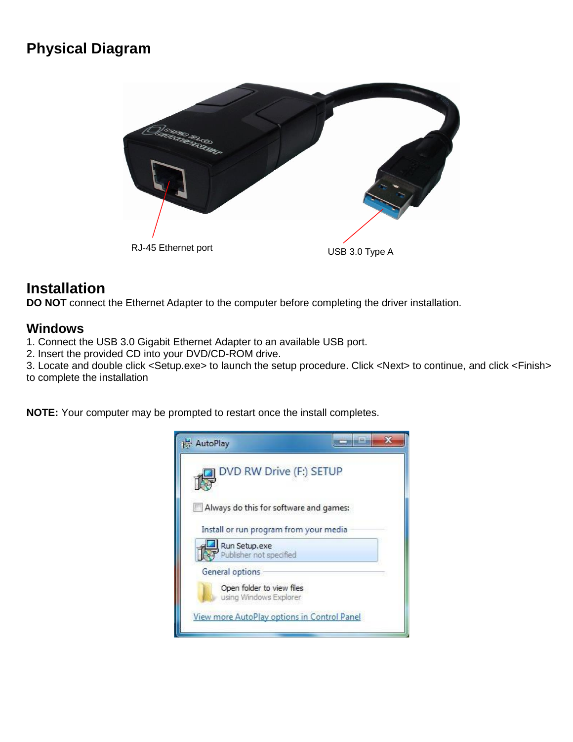## Physical Diagram

RJ-45 Ethernet port

USB 3.0 Type A

## Installation

**DO NOT** connect the Ethernet Adapter to the computer before completing the driver installation.

### Windows

1. Connect the USB 3.0 Gigabit Ethernet Adapter to an available USB port.
2. Insert the provided CD into your DVD/CD-ROM drive.
3. Locate and double click <Setup.exe> to launch the setup procedure. Click <Next> to continue, and click <Finish> to complete the installation

**NOTE:** Your computer may be prompted to restart once the install completes.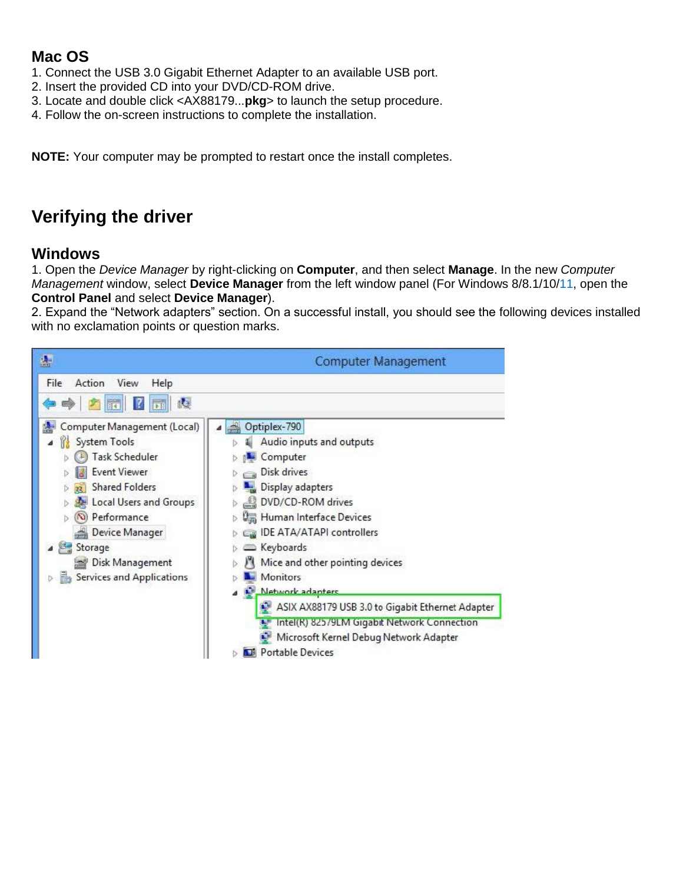## Mac OS

1. Connect the USB 3.0 Gigabit Ethernet Adapter to an available USB port.
2. Insert the provided CD into your DVD/CD-ROM drive.
3. Locate and double click <AX88179...**pkg**> to launch the setup procedure.
4. Follow the on-screen instructions to complete the installation.

**NOTE:** Your computer may be prompted to restart once the install completes.

# Verifying the driver

## Windows

1. Open the *Device Manager* by right-clicking on **Computer**, and then select **Manage**. In the new *Computer Management* window, select **Device Manager** from the left window panel (For Windows 8/8.1/10/11, open the **Control Panel** and select **Device Manager**).
2. Expand the "Network adapters" section. On a successful install, you should see the following devices installed with no exclamation points or question marks.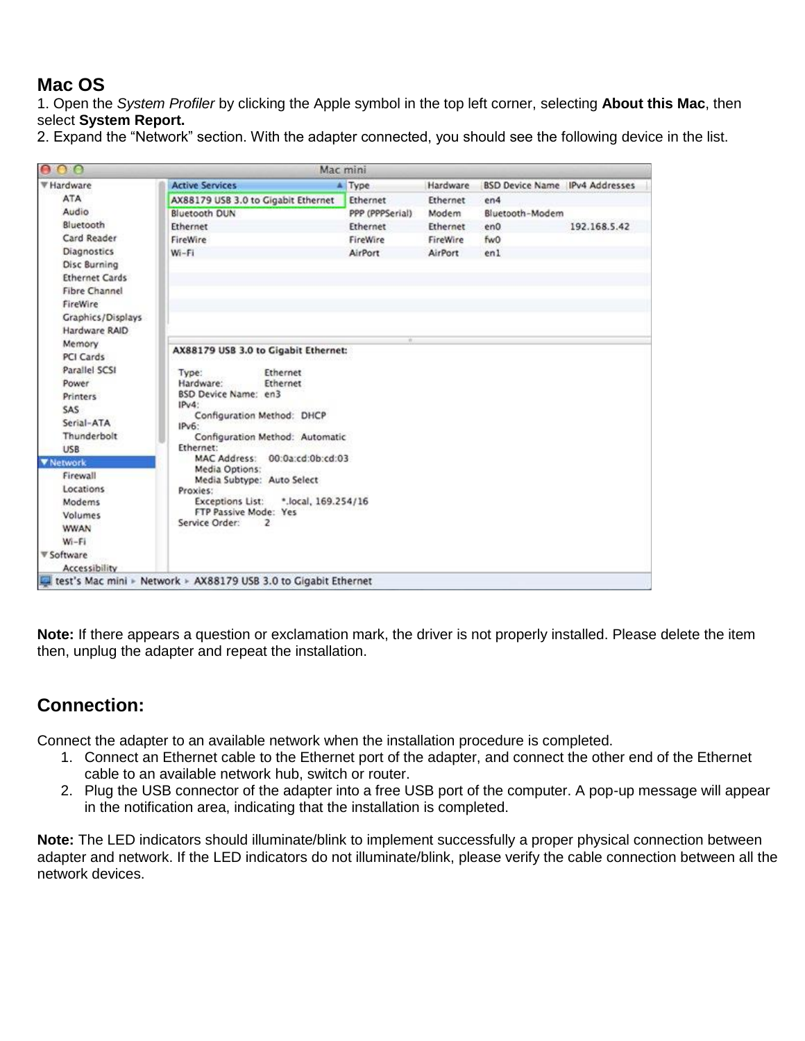## Mac OS

1. Open the *System Profiler* by clicking the Apple symbol in the top left corner, selecting **About this Mac**, then select **System Report.**
2. Expand the "Network" section. With the adapter connected, you should see the following device in the list.

**Note:** If there appears a question or exclamation mark, the driver is not properly installed. Please delete the item then, unplug the adapter and repeat the installation.

## Connection:

Connect the adapter to an available network when the installation procedure is completed.

1. Connect an Ethernet cable to the Ethernet port of the adapter, and connect the other end of the Ethernet cable to an available network hub, switch or router.
2. Plug the USB connector of the adapter into a free USB port of the computer. A pop-up message will appear in the notification area, indicating that the installation is completed.

**Note:** The LED indicators should illuminate/blink to implement successfully a proper physical connection between adapter and network. If the LED indicators do not illuminate/blink, please verify the cable connection between all the network devices.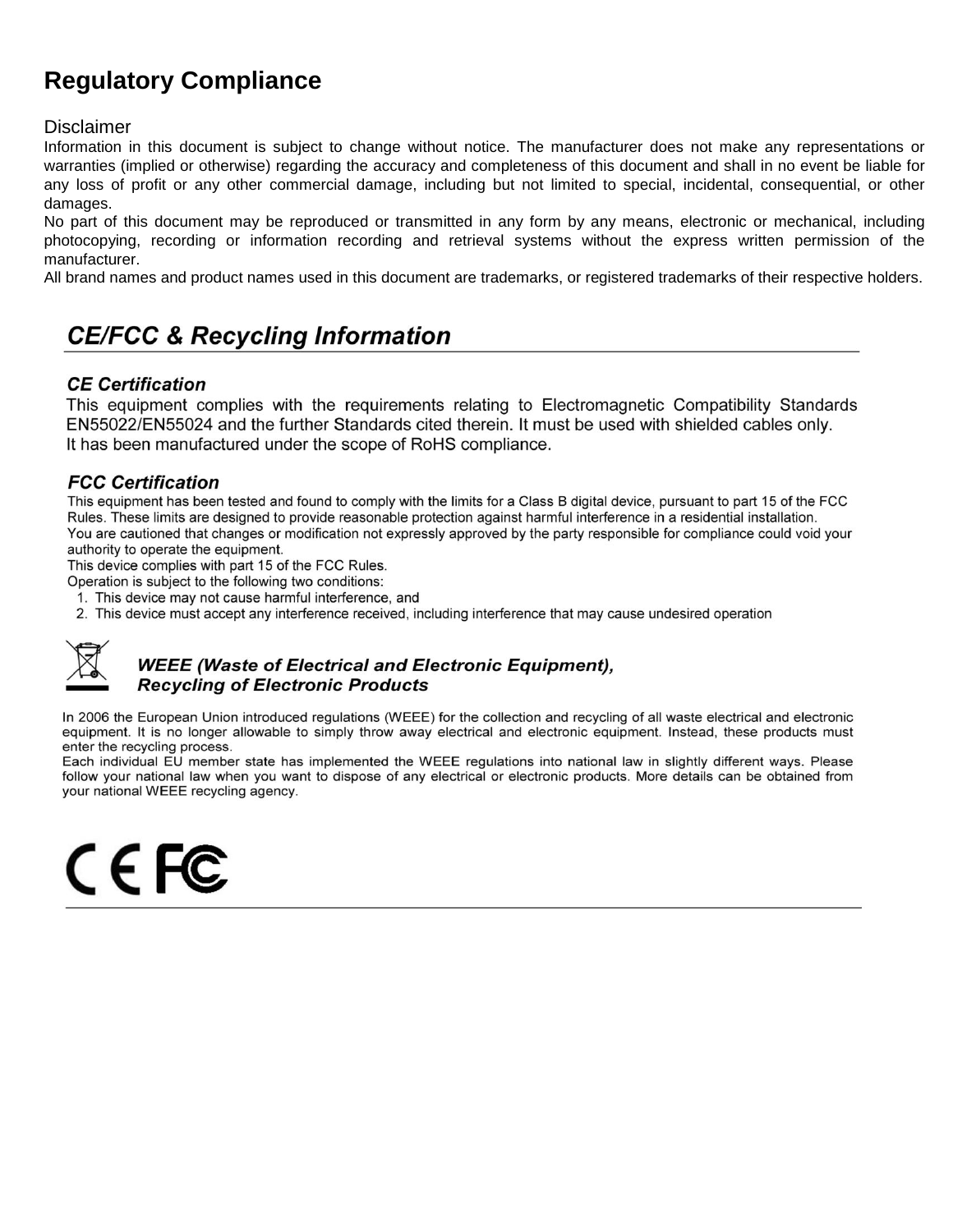# Regulatory Compliance

Disclaimer

Information in this document is subject to change without notice. The manufacturer does not make any representations or warranties (implied or otherwise) regarding the accuracy and completeness of this document and shall in no event be liable for any loss of profit or any other commercial damage, including but not limited to special, incidental, consequential, or other damages.

No part of this document may be reproduced or transmitted in any form by any means, electronic or mechanical, including photocopying, recording or information recording and retrieval systems without the express written permission of the manufacturer.

All brand names and product names used in this document are trademarks, or registered trademarks of their respective holders.

## *CE/FCC & Recycling Information*

### *CE Certification*

This equipment complies with the requirements relating to Electromagnetic Compatibility Standards EN55022/EN55024 and the further Standards cited therein. It must be used with shielded cables only.

It has been manufactured under the scope of RoHS compliance.

### *FCC Certification*

This equipment has been tested and found to comply with the limits for a Class B digital device, pursuant to part 15 of the FCC Rules. These limits are designed to provide reasonable protection against harmful interference in a residential installation.

You are cautioned that changes or modification not expressly approved by the party responsible for compliance could void your authority to operate the equipment.

This device complies with part 15 of the FCC Rules.

Operation is subject to the following two conditions:

1. This device may not cause harmful interference, and
2. This device must accept any interference received, including interference that may cause undesired operation

### *WEEE (Waste of Electrical and Electronic Equipment), Recycling of Electronic Products*

In 2006 the European Union introduced regulations (WEEE) for the collection and recycling of all waste electrical and electronic equipment. It is no longer allowable to simply throw away electrical and electronic equipment. Instead, these products must enter the recycling process.

Each individual EU member state has implemented the WEEE regulations into national law in slightly different ways. Please follow your national law when you want to dispose of any electrical or electronic products. More details can be obtained from your national WEEE recycling agency.